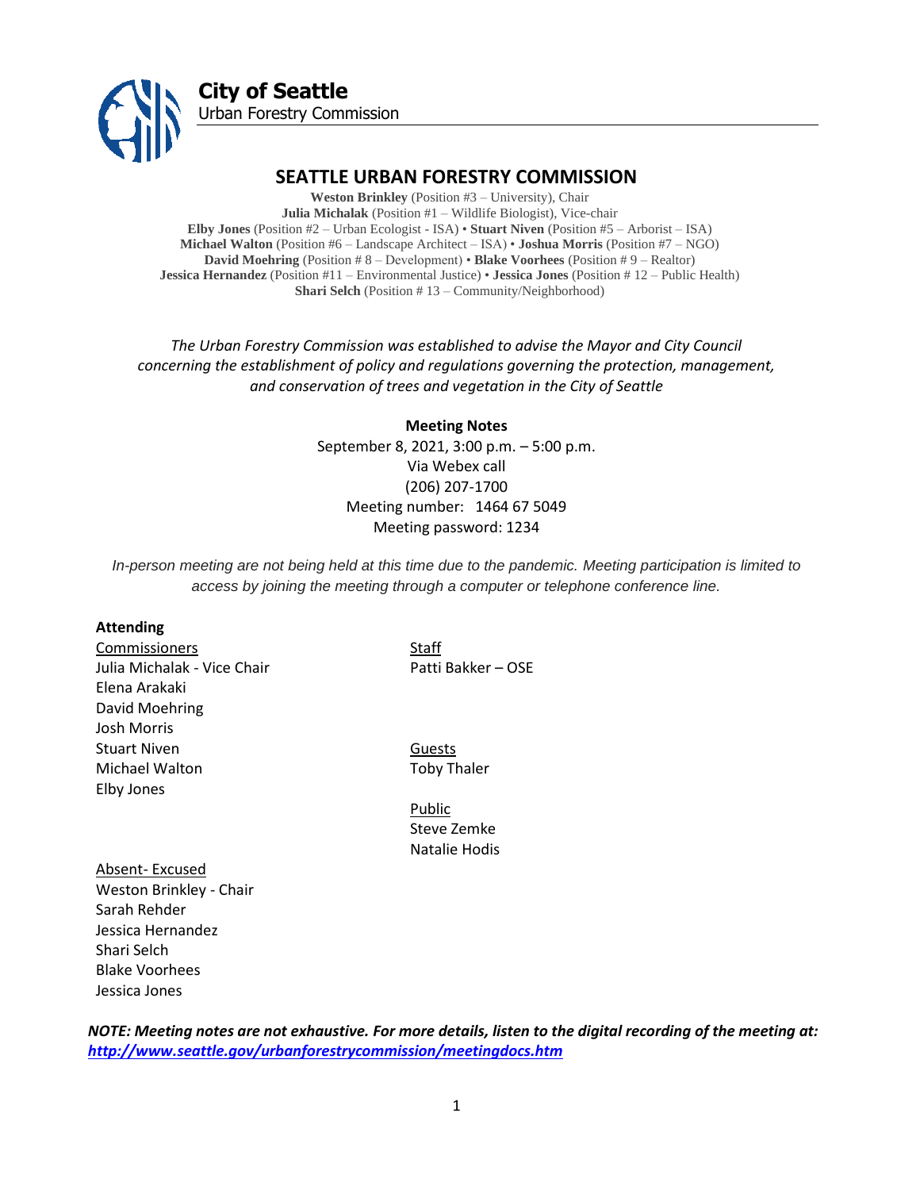**City of Seattle**
Urban Forestry Commission

# SEATTLE URBAN FORESTRY COMMISSION

**Weston Brinkley** (Position #3 – University), Chair
**Julia Michalak** (Position #1 – Wildlife Biologist), Vice-chair
**Elby Jones** (Position #2 – Urban Ecologist - ISA) • **Stuart Niven** (Position #5 – Arborist – ISA)
**Michael Walton** (Position #6 – Landscape Architect – ISA) • **Joshua Morris** (Position #7 – NGO)
**David Moehring** (Position # 8 – Development) • **Blake Voorhees** (Position # 9 – Realtor)
**Jessica Hernandez** (Position #11 – Environmental Justice) • **Jessica Jones** (Position # 12 – Public Health)
**Shari Selch** (Position # 13 – Community/Neighborhood)

*The Urban Forestry Commission was established to advise the Mayor and City Council concerning the establishment of policy and regulations governing the protection, management, and conservation of trees and vegetation in the City of Seattle*

**Meeting Notes**
September 8, 2021, 3:00 p.m. – 5:00 p.m.
Via Webex call
(206) 207-1700
Meeting number: 1464 67 5049
Meeting password: 1234

*In-person meeting are not being held at this time due to the pandemic. Meeting participation is limited to access by joining the meeting through a computer or telephone conference line.*

**Attending**

Commissioners
Julia Michalak - Vice Chair
Elena Arakaki
David Moehring
Josh Morris
Stuart Niven
Michael Walton
Elby Jones

Staff
Patti Bakker – OSE

Guests
Toby Thaler

Public
Steve Zemke
Natalie Hodis

Absent- Excused
Weston Brinkley - Chair
Sarah Rehder
Jessica Hernandez
Shari Selch
Blake Voorhees
Jessica Jones

***NOTE: Meeting notes are not exhaustive. For more details, listen to the digital recording of the meeting at: http://www.seattle.gov/urbanforestrycommission/meetingdocs.htm***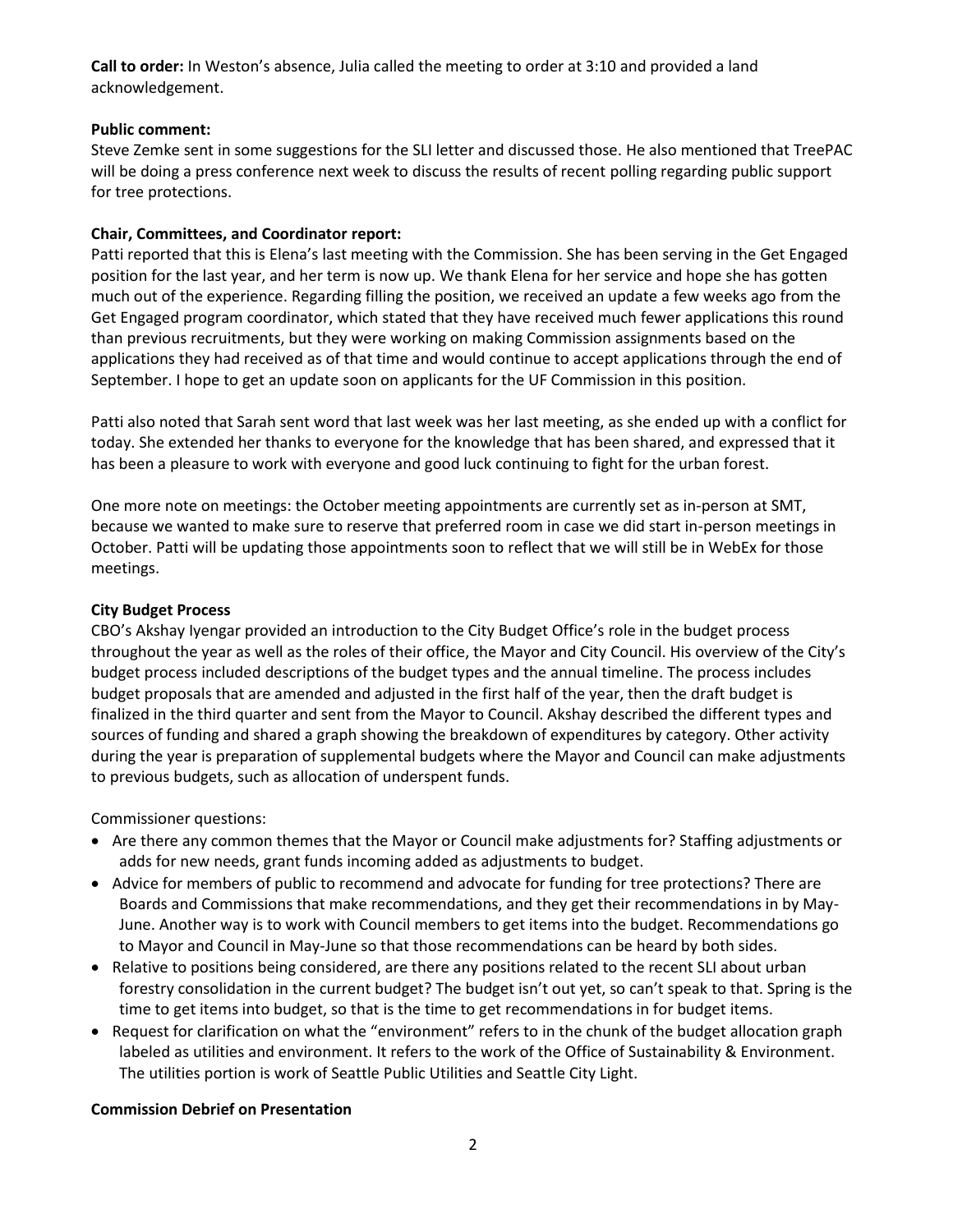**Call to order:** In Weston's absence, Julia called the meeting to order at 3:10 and provided a land acknowledgement.

**Public comment:**

Steve Zemke sent in some suggestions for the SLI letter and discussed those. He also mentioned that TreePAC will be doing a press conference next week to discuss the results of recent polling regarding public support for tree protections.

**Chair, Committees, and Coordinator report:**

Patti reported that this is Elena's last meeting with the Commission. She has been serving in the Get Engaged position for the last year, and her term is now up. We thank Elena for her service and hope she has gotten much out of the experience. Regarding filling the position, we received an update a few weeks ago from the Get Engaged program coordinator, which stated that they have received much fewer applications this round than previous recruitments, but they were working on making Commission assignments based on the applications they had received as of that time and would continue to accept applications through the end of September. I hope to get an update soon on applicants for the UF Commission in this position.

Patti also noted that Sarah sent word that last week was her last meeting, as she ended up with a conflict for today. She extended her thanks to everyone for the knowledge that has been shared, and expressed that it has been a pleasure to work with everyone and good luck continuing to fight for the urban forest.

One more note on meetings: the October meeting appointments are currently set as in-person at SMT, because we wanted to make sure to reserve that preferred room in case we did start in-person meetings in October. Patti will be updating those appointments soon to reflect that we will still be in WebEx for those meetings.

**City Budget Process**

CBO's Akshay Iyengar provided an introduction to the City Budget Office's role in the budget process throughout the year as well as the roles of their office, the Mayor and City Council. His overview of the City's budget process included descriptions of the budget types and the annual timeline. The process includes budget proposals that are amended and adjusted in the first half of the year, then the draft budget is finalized in the third quarter and sent from the Mayor to Council. Akshay described the different types and sources of funding and shared a graph showing the breakdown of expenditures by category. Other activity during the year is preparation of supplemental budgets where the Mayor and Council can make adjustments to previous budgets, such as allocation of underspent funds.

Commissioner questions:

- Are there any common themes that the Mayor or Council make adjustments for? Staffing adjustments or adds for new needs, grant funds incoming added as adjustments to budget.
- Advice for members of public to recommend and advocate for funding for tree protections? There are Boards and Commissions that make recommendations, and they get their recommendations in by May-June. Another way is to work with Council members to get items into the budget. Recommendations go to Mayor and Council in May-June so that those recommendations can be heard by both sides.
- Relative to positions being considered, are there any positions related to the recent SLI about urban forestry consolidation in the current budget? The budget isn't out yet, so can't speak to that. Spring is the time to get items into budget, so that is the time to get recommendations in for budget items.
- Request for clarification on what the "environment" refers to in the chunk of the budget allocation graph labeled as utilities and environment. It refers to the work of the Office of Sustainability & Environment. The utilities portion is work of Seattle Public Utilities and Seattle City Light.

**Commission Debrief on Presentation**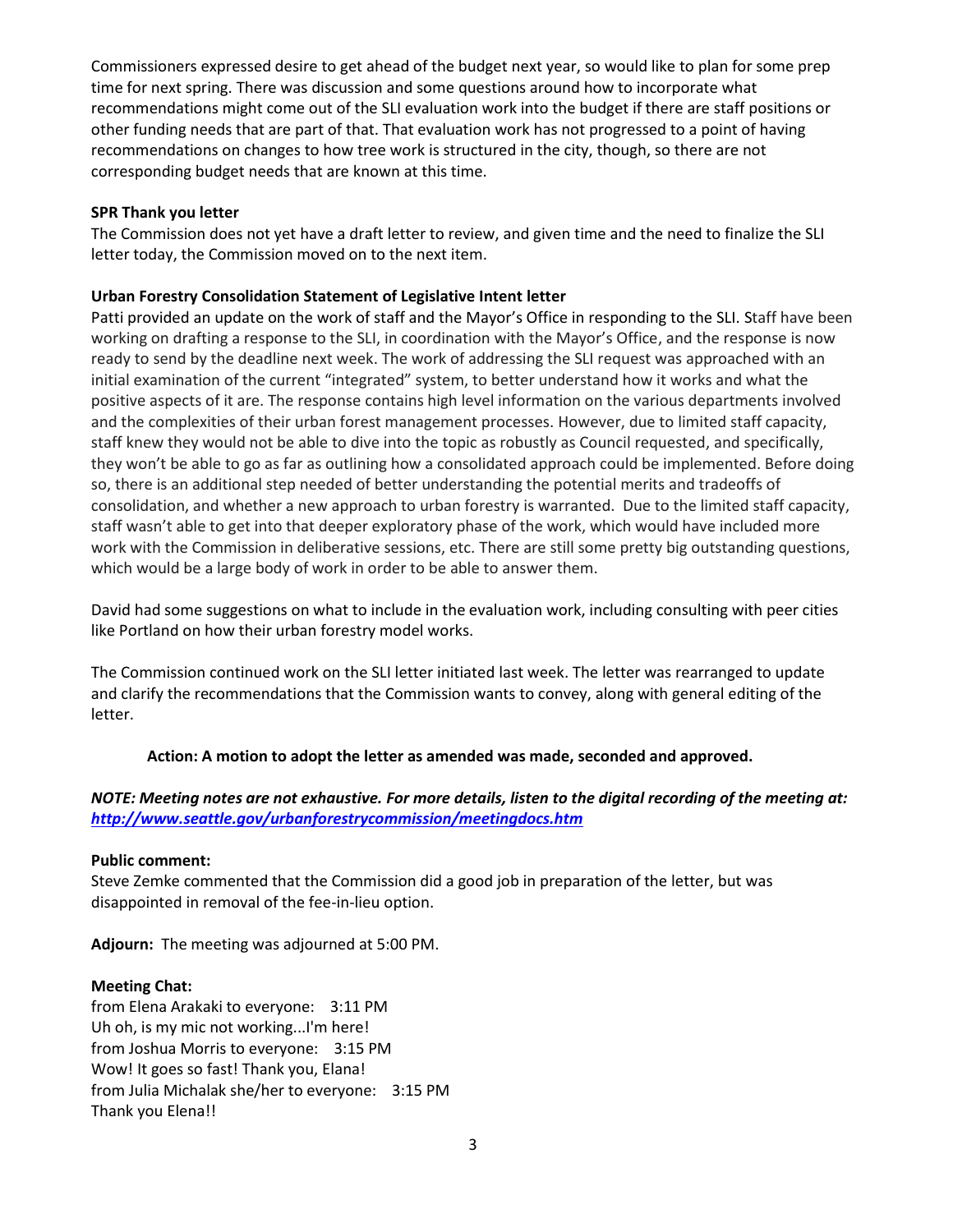Commissioners expressed desire to get ahead of the budget next year, so would like to plan for some prep time for next spring. There was discussion and some questions around how to incorporate what recommendations might come out of the SLI evaluation work into the budget if there are staff positions or other funding needs that are part of that. That evaluation work has not progressed to a point of having recommendations on changes to how tree work is structured in the city, though, so there are not corresponding budget needs that are known at this time.

**SPR Thank you letter**

The Commission does not yet have a draft letter to review, and given time and the need to finalize the SLI letter today, the Commission moved on to the next item.

**Urban Forestry Consolidation Statement of Legislative Intent letter**

Patti provided an update on the work of staff and the Mayor's Office in responding to the SLI. Staff have been working on drafting a response to the SLI, in coordination with the Mayor's Office, and the response is now ready to send by the deadline next week. The work of addressing the SLI request was approached with an initial examination of the current "integrated" system, to better understand how it works and what the positive aspects of it are. The response contains high level information on the various departments involved and the complexities of their urban forest management processes. However, due to limited staff capacity, staff knew they would not be able to dive into the topic as robustly as Council requested, and specifically, they won't be able to go as far as outlining how a consolidated approach could be implemented. Before doing so, there is an additional step needed of better understanding the potential merits and tradeoffs of consolidation, and whether a new approach to urban forestry is warranted. Due to the limited staff capacity, staff wasn't able to get into that deeper exploratory phase of the work, which would have included more work with the Commission in deliberative sessions, etc. There are still some pretty big outstanding questions, which would be a large body of work in order to be able to answer them.

David had some suggestions on what to include in the evaluation work, including consulting with peer cities like Portland on how their urban forestry model works.

The Commission continued work on the SLI letter initiated last week. The letter was rearranged to update and clarify the recommendations that the Commission wants to convey, along with general editing of the letter.

**Action: A motion to adopt the letter as amended was made, seconded and approved.**

***NOTE: Meeting notes are not exhaustive. For more details, listen to the digital recording of the meeting at: http://www.seattle.gov/urbanforestrycommission/meetingdocs.htm***

**Public comment:**

Steve Zemke commented that the Commission did a good job in preparation of the letter, but was disappointed in removal of the fee-in-lieu option.

**Adjourn:** The meeting was adjourned at 5:00 PM.

**Meeting Chat:**

from Elena Arakaki to everyone: 3:11 PM
Uh oh, is my mic not working...I'm here!
from Joshua Morris to everyone: 3:15 PM
Wow! It goes so fast! Thank you, Elana!
from Julia Michalak she/her to everyone: 3:15 PM
Thank you Elena!!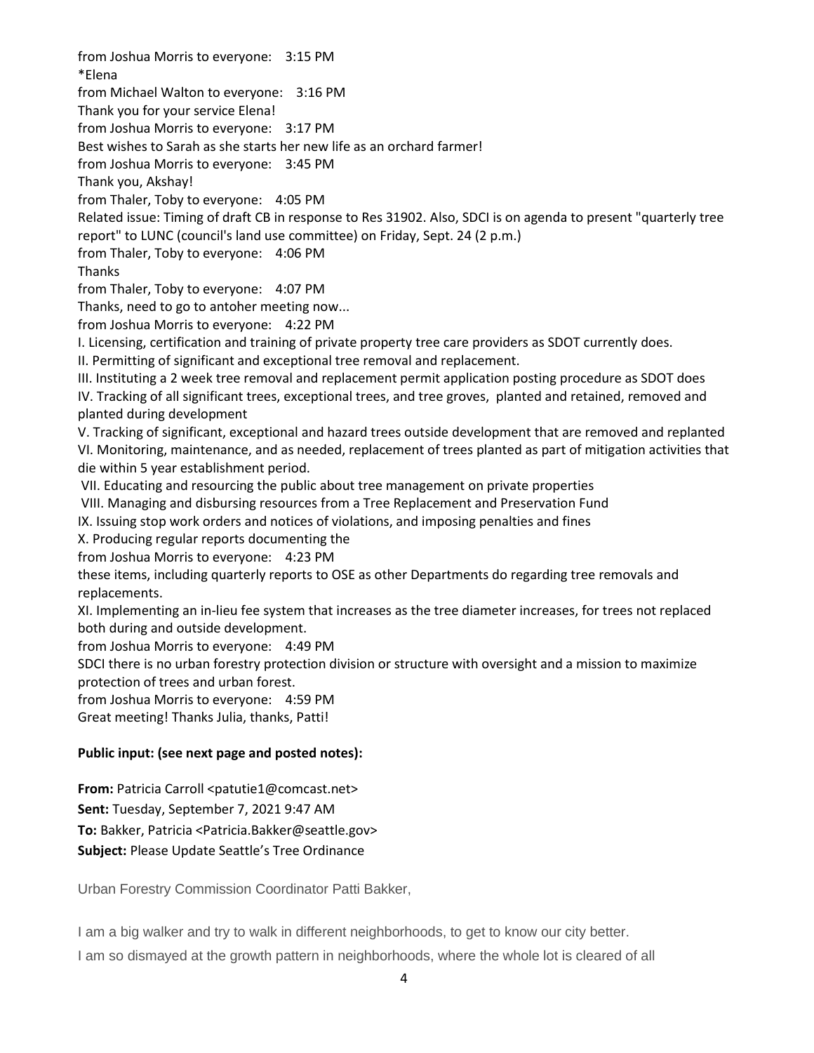from Joshua Morris to everyone: 3:15 PM
*Elena
from Michael Walton to everyone: 3:16 PM
Thank you for your service Elena!
from Joshua Morris to everyone: 3:17 PM
Best wishes to Sarah as she starts her new life as an orchard farmer!
from Joshua Morris to everyone: 3:45 PM
Thank you, Akshay!
from Thaler, Toby to everyone: 4:05 PM
Related issue: Timing of draft CB in response to Res 31902. Also, SDCI is on agenda to present "quarterly tree report" to LUNC (council's land use committee) on Friday, Sept. 24 (2 p.m.)
from Thaler, Toby to everyone: 4:06 PM
Thanks
from Thaler, Toby to everyone: 4:07 PM
Thanks, need to go to antoher meeting now...
from Joshua Morris to everyone: 4:22 PM
I. Licensing, certification and training of private property tree care providers as SDOT currently does.
II. Permitting of significant and exceptional tree removal and replacement.
III. Instituting a 2 week tree removal and replacement permit application posting procedure as SDOT does
IV. Tracking of all significant trees, exceptional trees, and tree groves, planted and retained, removed and planted during development
V. Tracking of significant, exceptional and hazard trees outside development that are removed and replanted
VI. Monitoring, maintenance, and as needed, replacement of trees planted as part of mitigation activities that die within 5 year establishment period.
VII. Educating and resourcing the public about tree management on private properties
VIII. Managing and disbursing resources from a Tree Replacement and Preservation Fund
IX. Issuing stop work orders and notices of violations, and imposing penalties and fines
X. Producing regular reports documenting the
from Joshua Morris to everyone: 4:23 PM
these items, including quarterly reports to OSE as other Departments do regarding tree removals and replacements.
XI. Implementing an in-lieu fee system that increases as the tree diameter increases, for trees not replaced both during and outside development.
from Joshua Morris to everyone: 4:49 PM
SDCI there is no urban forestry protection division or structure with oversight and a mission to maximize protection of trees and urban forest.
from Joshua Morris to everyone: 4:59 PM
Great meeting! Thanks Julia, thanks, Patti!

**Public input: (see next page and posted notes):**

**From:** Patricia Carroll <patutie1@comcast.net>
**Sent:** Tuesday, September 7, 2021 9:47 AM
**To:** Bakker, Patricia <Patricia.Bakker@seattle.gov>
**Subject:** Please Update Seattle's Tree Ordinance

Urban Forestry Commission Coordinator Patti Bakker,

I am a big walker and try to walk in different neighborhoods, to get to know our city better.
I am so dismayed at the growth pattern in neighborhoods, where the whole lot is cleared of all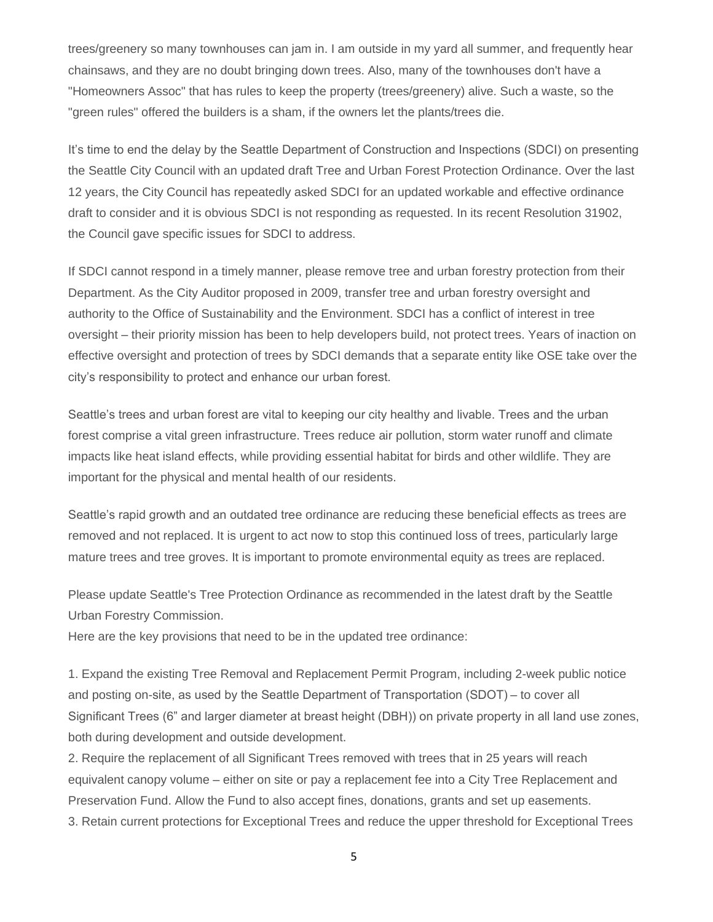trees/greenery so many townhouses can jam in. I am outside in my yard all summer, and frequently hear chainsaws, and they are no doubt bringing down trees. Also, many of the townhouses don't have a "Homeowners Assoc" that has rules to keep the property (trees/greenery) alive. Such a waste, so the "green rules" offered the builders is a sham, if the owners let the plants/trees die.

It's time to end the delay by the Seattle Department of Construction and Inspections (SDCI) on presenting the Seattle City Council with an updated draft Tree and Urban Forest Protection Ordinance. Over the last 12 years, the City Council has repeatedly asked SDCI for an updated workable and effective ordinance draft to consider and it is obvious SDCI is not responding as requested. In its recent Resolution 31902, the Council gave specific issues for SDCI to address.

If SDCI cannot respond in a timely manner, please remove tree and urban forestry protection from their Department. As the City Auditor proposed in 2009, transfer tree and urban forestry oversight and authority to the Office of Sustainability and the Environment. SDCI has a conflict of interest in tree oversight – their priority mission has been to help developers build, not protect trees. Years of inaction on effective oversight and protection of trees by SDCI demands that a separate entity like OSE take over the city's responsibility to protect and enhance our urban forest.

Seattle's trees and urban forest are vital to keeping our city healthy and livable. Trees and the urban forest comprise a vital green infrastructure. Trees reduce air pollution, storm water runoff and climate impacts like heat island effects, while providing essential habitat for birds and other wildlife. They are important for the physical and mental health of our residents.

Seattle's rapid growth and an outdated tree ordinance are reducing these beneficial effects as trees are removed and not replaced. It is urgent to act now to stop this continued loss of trees, particularly large mature trees and tree groves. It is important to promote environmental equity as trees are replaced.

Please update Seattle's Tree Protection Ordinance as recommended in the latest draft by the Seattle Urban Forestry Commission.
Here are the key provisions that need to be in the updated tree ordinance:

1. Expand the existing Tree Removal and Replacement Permit Program, including 2-week public notice and posting on-site, as used by the Seattle Department of Transportation (SDOT) – to cover all Significant Trees (6" and larger diameter at breast height (DBH)) on private property in all land use zones, both during development and outside development.
2. Require the replacement of all Significant Trees removed with trees that in 25 years will reach equivalent canopy volume – either on site or pay a replacement fee into a City Tree Replacement and Preservation Fund. Allow the Fund to also accept fines, donations, grants and set up easements.
3. Retain current protections for Exceptional Trees and reduce the upper threshold for Exceptional Trees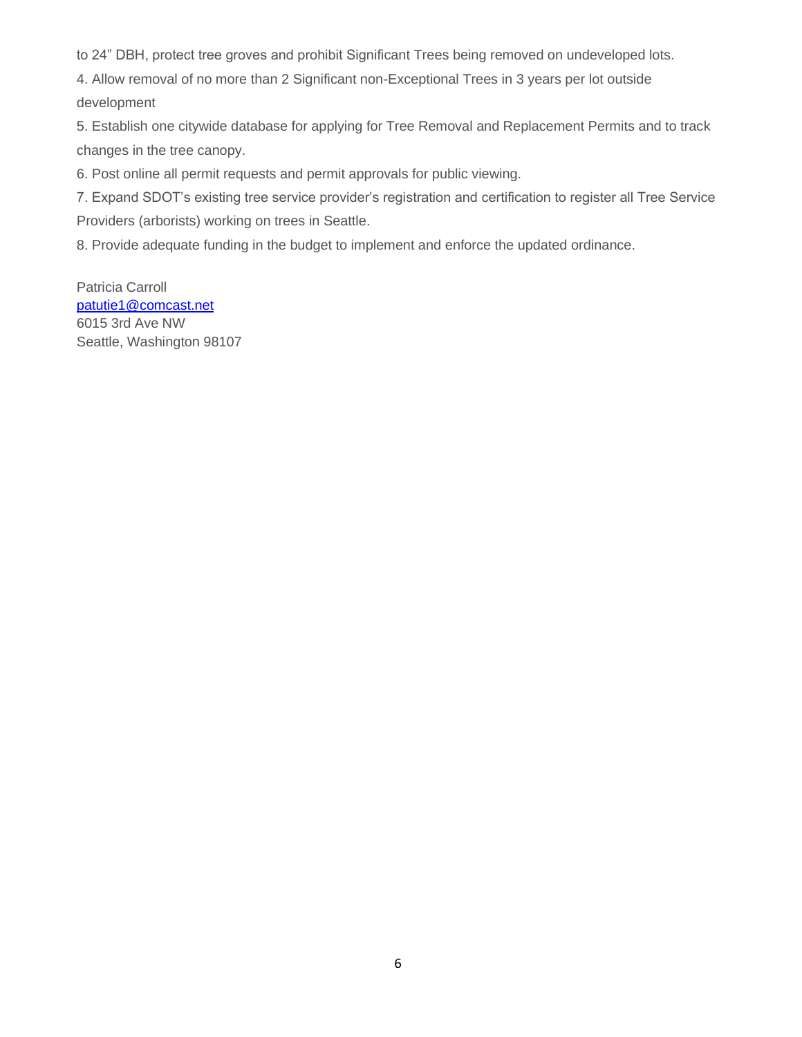to 24" DBH, protect tree groves and prohibit Significant Trees being removed on undeveloped lots.

4. Allow removal of no more than 2 Significant non-Exceptional Trees in 3 years per lot outside development

5. Establish one citywide database for applying for Tree Removal and Replacement Permits and to track changes in the tree canopy.

6. Post online all permit requests and permit approvals for public viewing.

7. Expand SDOT's existing tree service provider's registration and certification to register all Tree Service Providers (arborists) working on trees in Seattle.

8. Provide adequate funding in the budget to implement and enforce the updated ordinance.

Patricia Carroll
patutie1@comcast.net
6015 3rd Ave NW
Seattle, Washington 98107